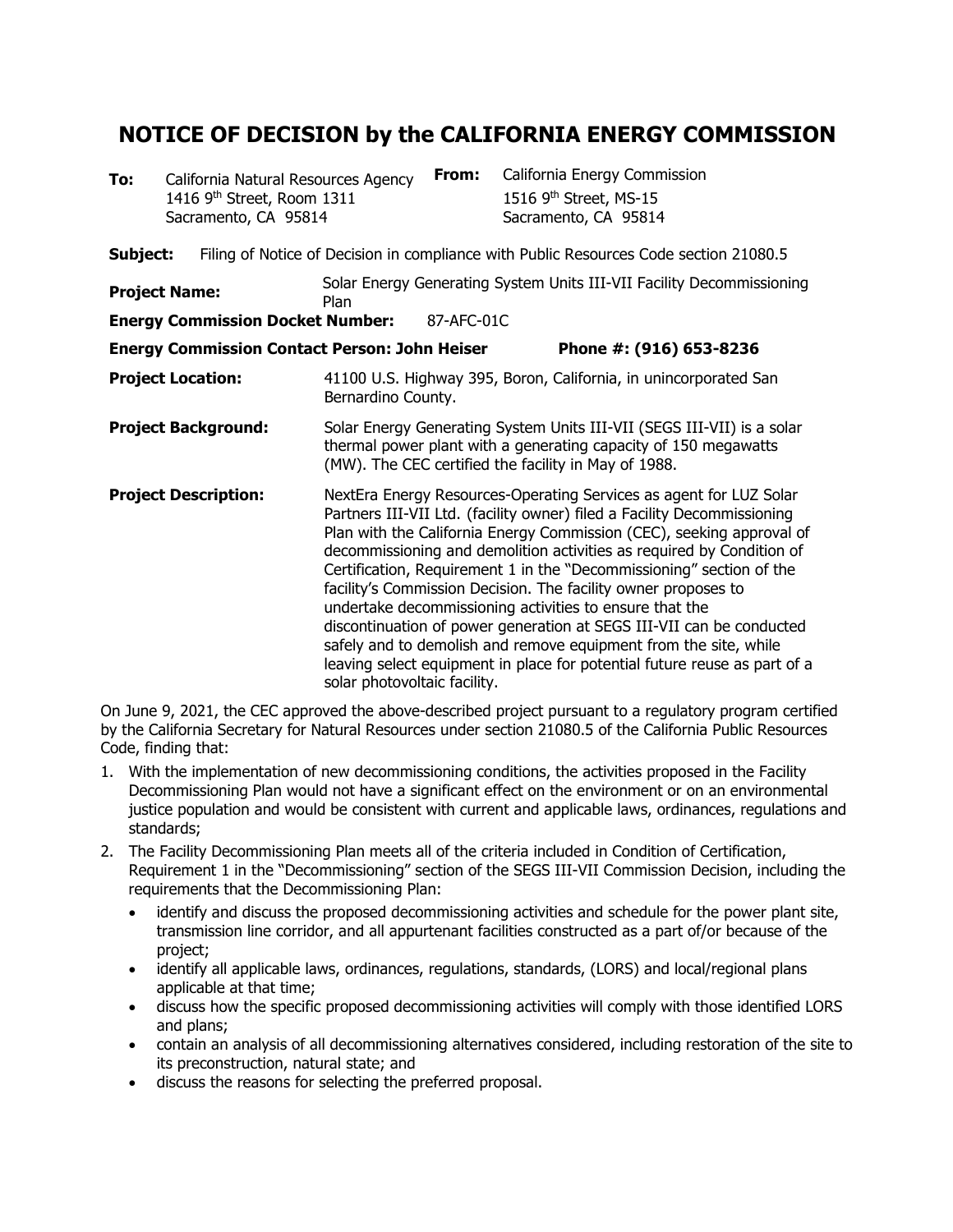# NOTICE OF DECISION by the CALIFORNIA ENERGY COMMISSION

**To:** California Natural Resources Agency
1416 9th Street, Room 1311
Sacramento, CA 95814

**From:** California Energy Commission
1516 9th Street, MS-15
Sacramento, CA 95814

**Subject:** Filing of Notice of Decision in compliance with Public Resources Code section 21080.5

**Project Name:** Solar Energy Generating System Units III-VII Facility Decommissioning Plan

**Energy Commission Docket Number:** 87-AFC-01C

**Energy Commission Contact Person: John Heiser** **Phone #: (916) 653-8236**

**Project Location:** 41100 U.S. Highway 395, Boron, California, in unincorporated San Bernardino County.

**Project Background:** Solar Energy Generating System Units III-VII (SEGS III-VII) is a solar thermal power plant with a generating capacity of 150 megawatts (MW). The CEC certified the facility in May of 1988.

**Project Description:** NextEra Energy Resources-Operating Services as agent for LUZ Solar Partners III-VII Ltd. (facility owner) filed a Facility Decommissioning Plan with the California Energy Commission (CEC), seeking approval of decommissioning and demolition activities as required by Condition of Certification, Requirement 1 in the "Decommissioning" section of the facility's Commission Decision. The facility owner proposes to undertake decommissioning activities to ensure that the discontinuation of power generation at SEGS III-VII can be conducted safely and to demolish and remove equipment from the site, while leaving select equipment in place for potential future reuse as part of a solar photovoltaic facility.

On June 9, 2021, the CEC approved the above-described project pursuant to a regulatory program certified by the California Secretary for Natural Resources under section 21080.5 of the California Public Resources Code, finding that:

1. With the implementation of new decommissioning conditions, the activities proposed in the Facility Decommissioning Plan would not have a significant effect on the environment or on an environmental justice population and would be consistent with current and applicable laws, ordinances, regulations and standards;
2. The Facility Decommissioning Plan meets all of the criteria included in Condition of Certification, Requirement 1 in the "Decommissioning" section of the SEGS III-VII Commission Decision, including the requirements that the Decommissioning Plan:
   - identify and discuss the proposed decommissioning activities and schedule for the power plant site, transmission line corridor, and all appurtenant facilities constructed as a part of/or because of the project;
   - identify all applicable laws, ordinances, regulations, standards, (LORS) and local/regional plans applicable at that time;
   - discuss how the specific proposed decommissioning activities will comply with those identified LORS and plans;
   - contain an analysis of all decommissioning alternatives considered, including restoration of the site to its preconstruction, natural state; and
   - discuss the reasons for selecting the preferred proposal.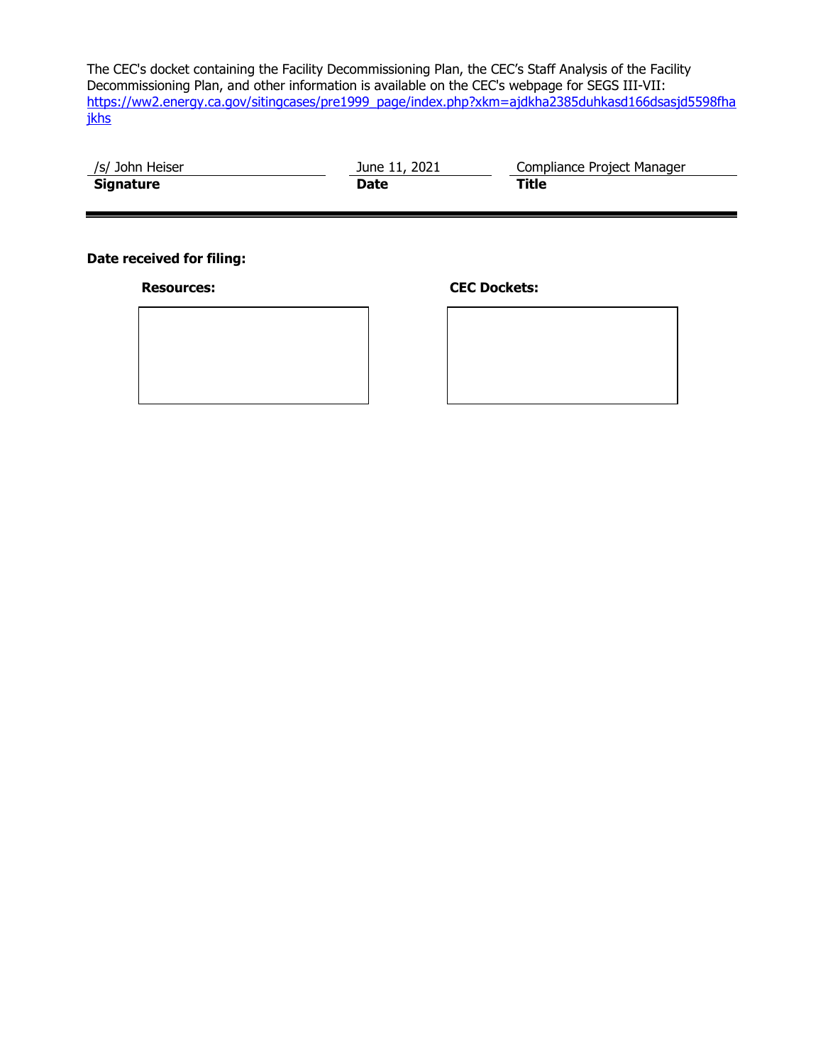The CEC's docket containing the Facility Decommissioning Plan, the CEC's Staff Analysis of the Facility Decommissioning Plan, and other information is available on the CEC's webpage for SEGS III-VII: [https://ww2.energy.ca.gov/sitingcases/pre1999_page/index.php?xkm=ajdkha2385duhkasd166dsasjd5598fhajkhs](https://ww2.energy.ca.gov/sitingcases/pre1999_page/index.php?xkm=ajdkha2385duhkasd166dsasjd5598fhajkhs)

| /s/ John Heiser | June 11, 2021 | Compliance Project Manager |
|---|---|---|
| **Signature** | **Date** | **Title** |

---

**Date received for filing:**

**Resources:**

**CEC Dockets:**